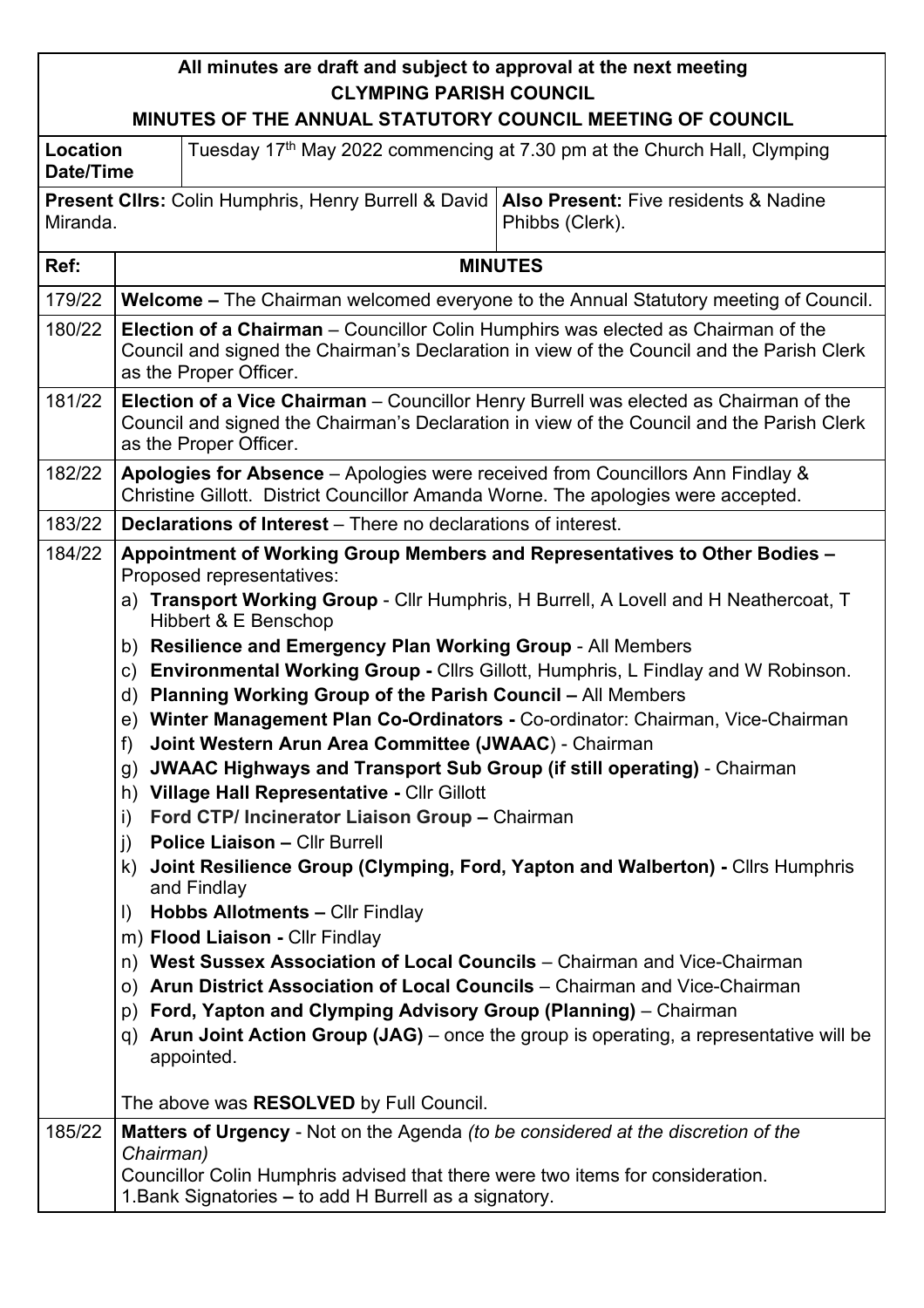**All minutes are draft and subject to approval at the next meeting**
**CLYMPING PARISH COUNCIL**
**MINUTES OF THE ANNUAL STATUTORY COUNCIL MEETING OF COUNCIL**

| **Location Date/Time** | Tuesday 17th May 2022 commencing at 7.30 pm at the Church Hall, Clymping |
|---|---|
| **Present Cllrs:** Colin Humphris, Henry Burrell & David Miranda. | **Also Present:** Five residents & Nadine Phibbs (Clerk). |

| Ref: | MINUTES |
|---|---|
| 179/22 | **Welcome –** The Chairman welcomed everyone to the Annual Statutory meeting of Council. |
| 180/22 | **Election of a Chairman** – Councillor Colin Humphirs was elected as Chairman of the Council and signed the Chairman's Declaration in view of the Council and the Parish Clerk as the Proper Officer. |
| 181/22 | **Election of a Vice Chairman** – Councillor Henry Burrell was elected as Chairman of the Council and signed the Chairman's Declaration in view of the Council and the Parish Clerk as the Proper Officer. |
| 182/22 | **Apologies for Absence** – Apologies were received from Councillors Ann Findlay & Christine Gillott. District Councillor Amanda Worne. The apologies were accepted. |
| 183/22 | **Declarations of Interest** – There no declarations of interest. |
| 184/22 | **Appointment of Working Group Members and Representatives to Other Bodies –** Proposed representatives:<br>a) **Transport Working Group** - Cllr Humphris, H Burrell, A Lovell and H Neathercoat, T Hibbert & E Benschop<br>b) **Resilience and Emergency Plan Working Group** - All Members<br>c) **Environmental Working Group -** Cllrs Gillott, Humphris, L Findlay and W Robinson.<br>d) **Planning Working Group of the Parish Council –** All Members<br>e) **Winter Management Plan Co-Ordinators -** Co-ordinator: Chairman, Vice-Chairman<br>f) **Joint Western Arun Area Committee (JWAAC**) - Chairman<br>g) **JWAAC Highways and Transport Sub Group (if still operating)** - Chairman<br>h) **Village Hall Representative -** Cllr Gillott<br>i) **Ford CTP/ Incinerator Liaison Group –** Chairman<br>j) **Police Liaison –** Cllr Burrell<br>k) **Joint Resilience Group (Clymping, Ford, Yapton and Walberton) -** Cllrs Humphris and Findlay<br>l) **Hobbs Allotments –** Cllr Findlay<br>m) **Flood Liaison -** Cllr Findlay<br>n) **West Sussex Association of Local Councils** – Chairman and Vice-Chairman<br>o) **Arun District Association of Local Councils** – Chairman and Vice-Chairman<br>p) **Ford, Yapton and Clymping Advisory Group (Planning)** – Chairman<br>q) **Arun Joint Action Group (JAG)** – once the group is operating, a representative will be appointed.<br><br>The above was **RESOLVED** by Full Council. |
| 185/22 | **Matters of Urgency** - Not on the Agenda *(to be considered at the discretion of the Chairman)*<br>Councillor Colin Humphris advised that there were two items for consideration.<br>1.Bank Signatories **–** to add H Burrell as a signatory. |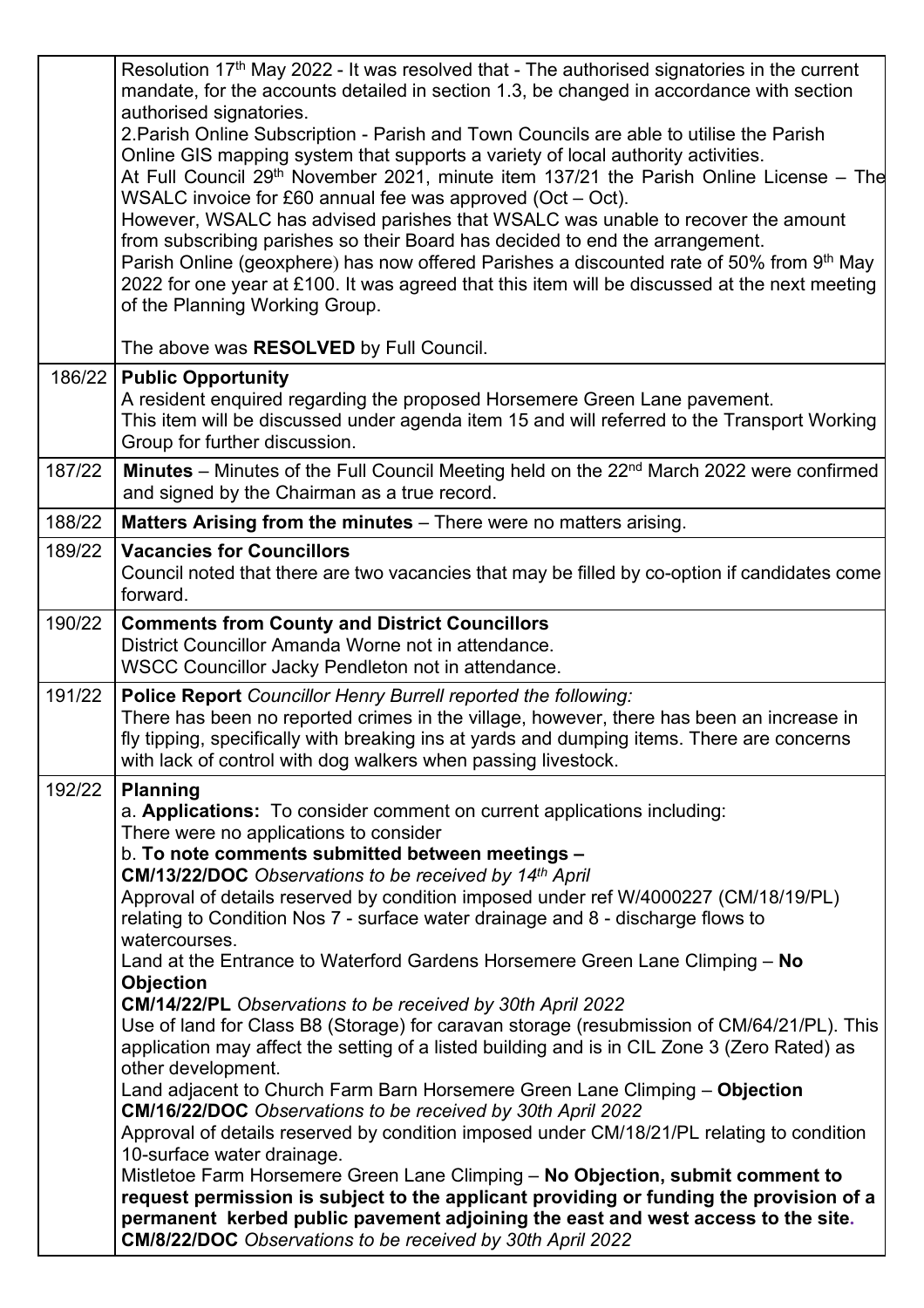| | |
|---|---|
| | Resolution 17th May 2022 - It was resolved that - The authorised signatories in the current mandate, for the accounts detailed in section 1.3, be changed in accordance with section authorised signatories.<br>2.Parish Online Subscription - Parish and Town Councils are able to utilise the Parish Online GIS mapping system that supports a variety of local authority activities.<br>At Full Council 29th November 2021, minute item 137/21 the Parish Online License – The WSALC invoice for £60 annual fee was approved (Oct – Oct).<br>However, WSALC has advised parishes that WSALC was unable to recover the amount from subscribing parishes so their Board has decided to end the arrangement.<br>Parish Online (geoxphere) has now offered Parishes a discounted rate of 50% from 9th May 2022 for one year at £100. It was agreed that this item will be discussed at the next meeting of the Planning Working Group.<br><br>The above was **RESOLVED** by Full Council. |
| 186/22 | **Public Opportunity**<br>A resident enquired regarding the proposed Horsemere Green Lane pavement.<br>This item will be discussed under agenda item 15 and will referred to the Transport Working Group for further discussion. |
| 187/22 | **Minutes** – Minutes of the Full Council Meeting held on the 22nd March 2022 were confirmed and signed by the Chairman as a true record. |
| 188/22 | **Matters Arising from the minutes** – There were no matters arising. |
| 189/22 | **Vacancies for Councillors**<br>Council noted that there are two vacancies that may be filled by co-option if candidates come forward. |
| 190/22 | **Comments from County and District Councillors**<br>District Councillor Amanda Worne not in attendance.<br>WSCC Councillor Jacky Pendleton not in attendance. |
| 191/22 | **Police Report** *Councillor Henry Burrell reported the following:*<br>There has been no reported crimes in the village, however, there has been an increase in fly tipping, specifically with breaking ins at yards and dumping items. There are concerns with lack of control with dog walkers when passing livestock. |
| 192/22 | **Planning**<br>a. **Applications:** To consider comment on current applications including:<br>There were no applications to consider<br>b. **To note comments submitted between meetings –**<br>**CM/13/22/DOC** *Observations to be received by 14th April*<br>Approval of details reserved by condition imposed under ref W/4000227 (CM/18/19/PL) relating to Condition Nos 7 - surface water drainage and 8 - discharge flows to watercourses.<br>Land at the Entrance to Waterford Gardens Horsemere Green Lane Climping – **No Objection**<br>**CM/14/22/PL** *Observations to be received by 30th April 2022*<br>Use of land for Class B8 (Storage) for caravan storage (resubmission of CM/64/21/PL). This application may affect the setting of a listed building and is in CIL Zone 3 (Zero Rated) as other development.<br>Land adjacent to Church Farm Barn Horsemere Green Lane Climping – **Objection**<br>**CM/16/22/DOC** *Observations to be received by 30th April 2022*<br>Approval of details reserved by condition imposed under CM/18/21/PL relating to condition 10-surface water drainage.<br>Mistletoe Farm Horsemere Green Lane Climping – **No Objection, submit comment to request permission is subject to the applicant providing or funding the provision of a permanent kerbed public pavement adjoining the east and west access to the site.**<br>**CM/8/22/DOC** *Observations to be received by 30th April 2022* |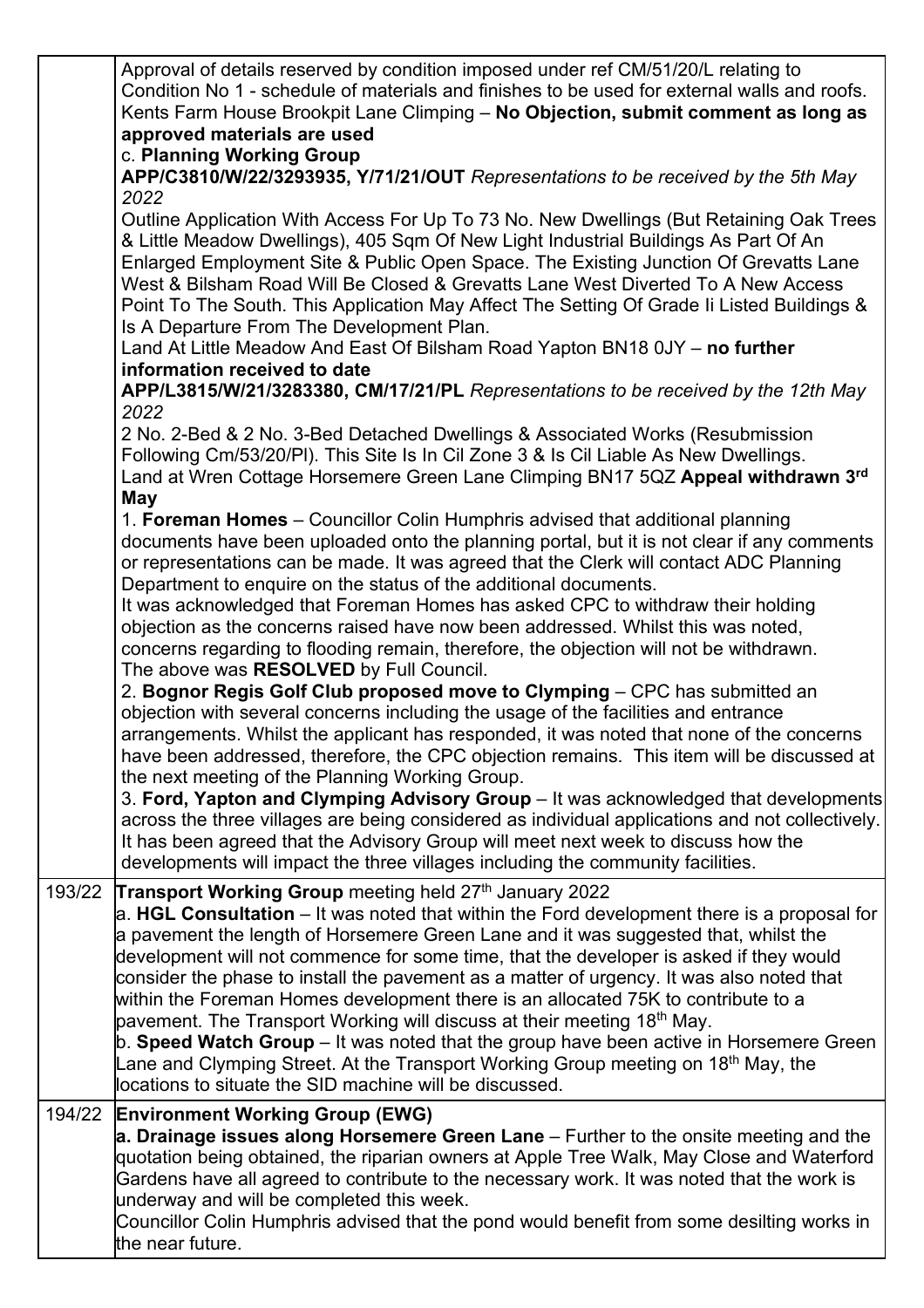| | |
|---|---|
| | Approval of details reserved by condition imposed under ref CM/51/20/L relating to Condition No 1 - schedule of materials and finishes to be used for external walls and roofs. Kents Farm House Brookpit Lane Climping – **No Objection, submit comment as long as approved materials are used**<br>c. **Planning Working Group**<br>**APP/C3810/W/22/3293935, Y/71/21/OUT** *Representations to be received by the 5th May 2022*<br>Outline Application With Access For Up To 73 No. New Dwellings (But Retaining Oak Trees & Little Meadow Dwellings), 405 Sqm Of New Light Industrial Buildings As Part Of An Enlarged Employment Site & Public Open Space. The Existing Junction Of Grevatts Lane West & Bilsham Road Will Be Closed & Grevatts Lane West Diverted To A New Access Point To The South. This Application May Affect The Setting Of Grade Ii Listed Buildings & Is A Departure From The Development Plan.<br>Land At Little Meadow And East Of Bilsham Road Yapton BN18 0JY – **no further information received to date**<br>**APP/L3815/W/21/3283380, CM/17/21/PL** *Representations to be received by the 12th May 2022*<br>2 No. 2-Bed & 2 No. 3-Bed Detached Dwellings & Associated Works (Resubmission Following Cm/53/20/Pl). This Site Is In Cil Zone 3 & Is Cil Liable As New Dwellings.<br>Land at Wren Cottage Horsemere Green Lane Climping BN17 5QZ **Appeal withdrawn 3rd May**<br>1. **Foreman Homes** – Councillor Colin Humphris advised that additional planning documents have been uploaded onto the planning portal, but it is not clear if any comments or representations can be made. It was agreed that the Clerk will contact ADC Planning Department to enquire on the status of the additional documents.<br>It was acknowledged that Foreman Homes has asked CPC to withdraw their holding objection as the concerns raised have now been addressed. Whilst this was noted, concerns regarding to flooding remain, therefore, the objection will not be withdrawn.<br>The above was **RESOLVED** by Full Council.<br>2. **Bognor Regis Golf Club proposed move to Clymping** – CPC has submitted an objection with several concerns including the usage of the facilities and entrance arrangements. Whilst the applicant has responded, it was noted that none of the concerns have been addressed, therefore, the CPC objection remains. This item will be discussed at the next meeting of the Planning Working Group.<br>3. **Ford, Yapton and Clymping Advisory Group** – It was acknowledged that developments across the three villages are being considered as individual applications and not collectively. It has been agreed that the Advisory Group will meet next week to discuss how the developments will impact the three villages including the community facilities. |
| 193/22 | **Transport Working Group** meeting held 27th January 2022<br>a. **HGL Consultation** – It was noted that within the Ford development there is a proposal for a pavement the length of Horsemere Green Lane and it was suggested that, whilst the development will not commence for some time, that the developer is asked if they would consider the phase to install the pavement as a matter of urgency. It was also noted that within the Foreman Homes development there is an allocated 75K to contribute to a pavement. The Transport Working will discuss at their meeting 18th May.<br>b. **Speed Watch Group** – It was noted that the group have been active in Horsemere Green Lane and Clymping Street. At the Transport Working Group meeting on 18th May, the locations to situate the SID machine will be discussed. |
| 194/22 | **Environment Working Group (EWG)**<br>**a. Drainage issues along Horsemere Green Lane** – Further to the onsite meeting and the quotation being obtained, the riparian owners at Apple Tree Walk, May Close and Waterford Gardens have all agreed to contribute to the necessary work. It was noted that the work is underway and will be completed this week.<br>Councillor Colin Humphris advised that the pond would benefit from some desilting works in the near future. |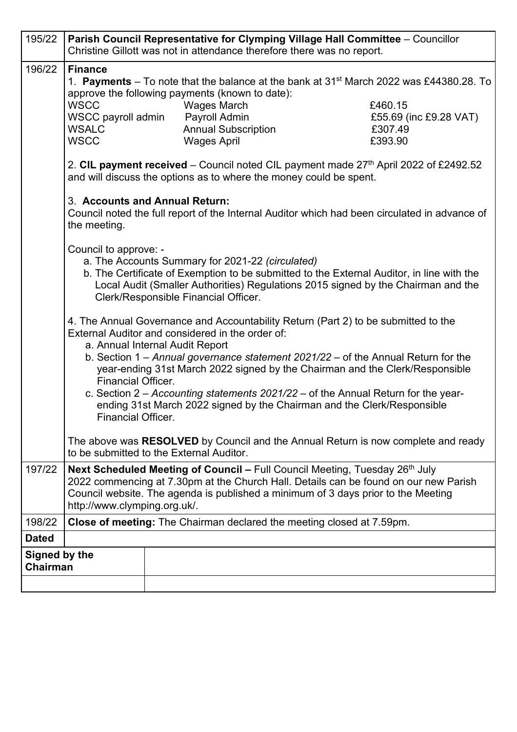| | | | |
|---|---|---|---|
| 195/22 | **Parish Council Representative for Clymping Village Hall Committee** – Councillor Christine Gillott was not in attendance therefore there was no report. | | |
| 196/22 | **Finance**<br>1. **Payments** – To note that the balance at the bank at 31st March 2022 was £44380.28. To approve the following payments (known to date):<br>WSCC — Wages March — £460.15<br>WSCC payroll admin — Payroll Admin — £55.69 (inc £9.28 VAT)<br>WSALC — Annual Subscription — £307.49<br>WSCC — Wages April — £393.90<br><br>2. **CIL payment received** – Council noted CIL payment made 27th April 2022 of £2492.52 and will discuss the options as to where the money could be spent.<br><br>3. **Accounts and Annual Return:**<br>Council noted the full report of the Internal Auditor which had been circulated in advance of the meeting.<br><br>Council to approve: -<br>a. The Accounts Summary for 2021-22 *(circulated)*<br>b. The Certificate of Exemption to be submitted to the External Auditor, in line with the Local Audit (Smaller Authorities) Regulations 2015 signed by the Chairman and the Clerk/Responsible Financial Officer.<br><br>4. The Annual Governance and Accountability Return (Part 2) to be submitted to the External Auditor and considered in the order of:<br>a. Annual Internal Audit Report<br>b. Section 1 – *Annual governance statement 2021/22* – of the Annual Return for the year-ending 31st March 2022 signed by the Chairman and the Clerk/Responsible Financial Officer.<br>c. Section 2 – *Accounting statements 2021/22* – of the Annual Return for the year-ending 31st March 2022 signed by the Chairman and the Clerk/Responsible Financial Officer.<br><br>The above was **RESOLVED** by Council and the Annual Return is now complete and ready to be submitted to the External Auditor. | | |
| 197/22 | **Next Scheduled Meeting of Council –** Full Council Meeting, Tuesday 26th July 2022 commencing at 7.30pm at the Church Hall. Details can be found on our new Parish Council website. The agenda is published a minimum of 3 days prior to the Meeting http://www.clymping.org.uk/. | | |
| 198/22 | **Close of meeting:** The Chairman declared the meeting closed at 7.59pm. | | |
| **Dated** | | | |
| **Signed by the Chairman** | | | |
| | | | |